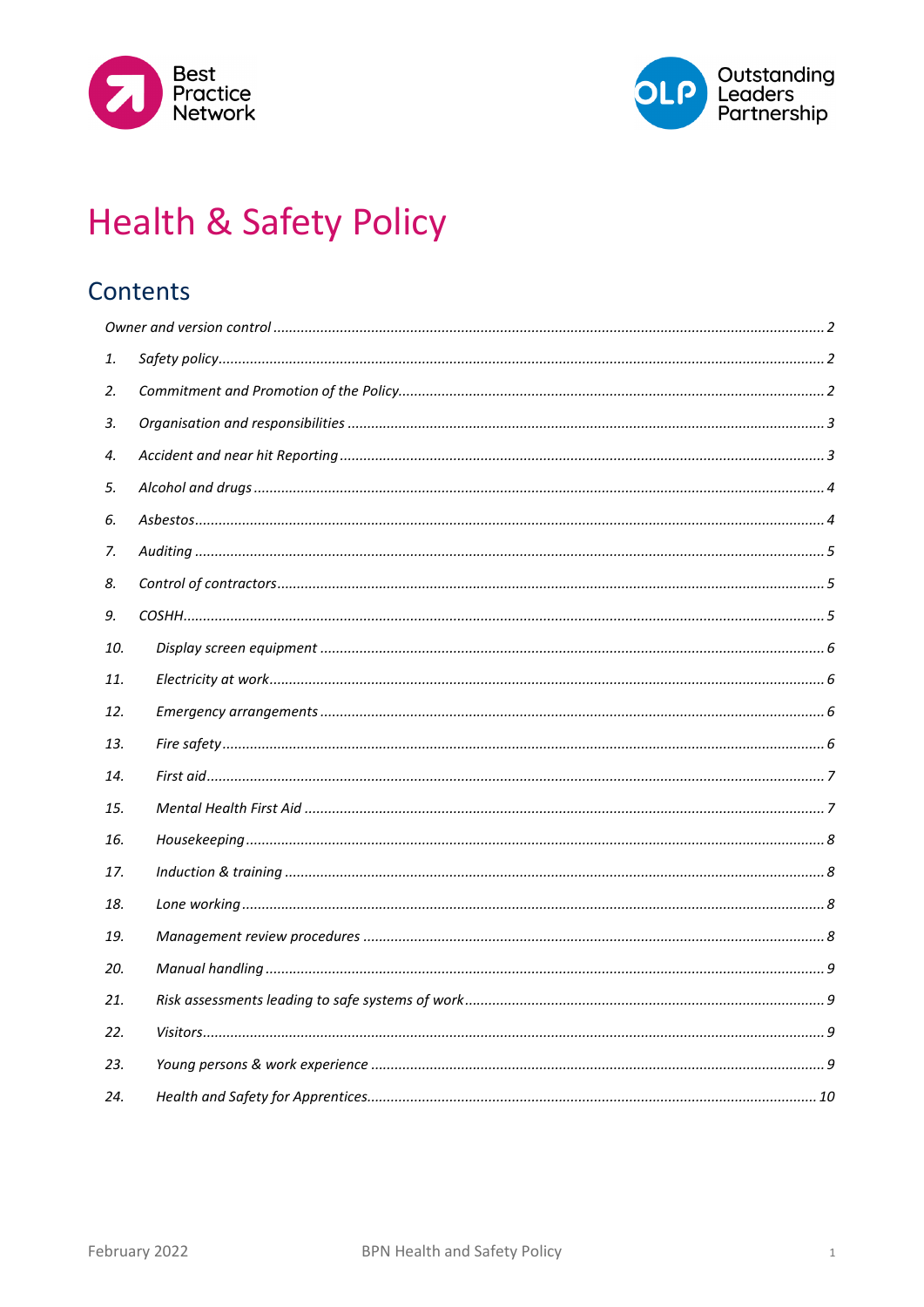# Health & Safety Policy

## Contents

*Owner and version control* ... *2*

1. *Safety policy* ... *2*
2. *Commitment and Promotion of the Policy* ... *2*
3. *Organisation and responsibilities* ... *3*
4. *Accident and near hit Reporting* ... *3*
5. *Alcohol and drugs* ... *4*
6. *Asbestos* ... *4*
7. *Auditing* ... *5*
8. *Control of contractors* ... *5*
9. *COSHH* ... *5*
10. *Display screen equipment* ... *6*
11. *Electricity at work* ... *6*
12. *Emergency arrangements* ... *6*
13. *Fire safety* ... *6*
14. *First aid* ... *7*
15. *Mental Health First Aid* ... *7*
16. *Housekeeping* ... *8*
17. *Induction & training* ... *8*
18. *Lone working* ... *8*
19. *Management review procedures* ... *8*
20. *Manual handling* ... *9*
21. *Risk assessments leading to safe systems of work* ... *9*
22. *Visitors* ... *9*
23. *Young persons & work experience* ... *9*
24. *Health and Safety for Apprentices* ... *10*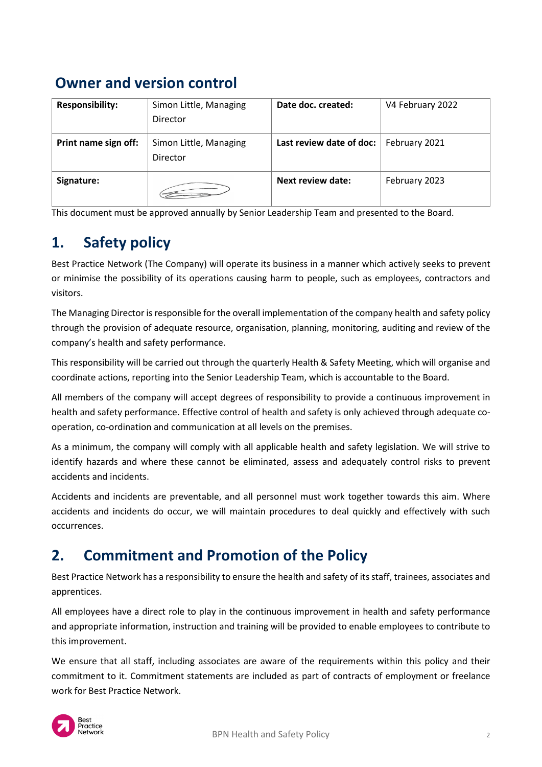## Owner and version control

| **Responsibility:** | Simon Little, Managing Director | **Date doc. created:** | V4 February 2022 |
|---|---|---|---|
| **Print name sign off:** | Simon Little, Managing Director | **Last review date of doc:** | February 2021 |
| **Signature:** | | **Next review date:** | February 2023 |

This document must be approved annually by Senior Leadership Team and presented to the Board.

# 1. Safety policy

Best Practice Network (The Company) will operate its business in a manner which actively seeks to prevent or minimise the possibility of its operations causing harm to people, such as employees, contractors and visitors.

The Managing Director is responsible for the overall implementation of the company health and safety policy through the provision of adequate resource, organisation, planning, monitoring, auditing and review of the company's health and safety performance.

This responsibility will be carried out through the quarterly Health & Safety Meeting, which will organise and coordinate actions, reporting into the Senior Leadership Team, which is accountable to the Board.

All members of the company will accept degrees of responsibility to provide a continuous improvement in health and safety performance. Effective control of health and safety is only achieved through adequate co-operation, co-ordination and communication at all levels on the premises.

As a minimum, the company will comply with all applicable health and safety legislation. We will strive to identify hazards and where these cannot be eliminated, assess and adequately control risks to prevent accidents and incidents.

Accidents and incidents are preventable, and all personnel must work together towards this aim. Where accidents and incidents do occur, we will maintain procedures to deal quickly and effectively with such occurrences.

# 2. Commitment and Promotion of the Policy

Best Practice Network has a responsibility to ensure the health and safety of its staff, trainees, associates and apprentices.

All employees have a direct role to play in the continuous improvement in health and safety performance and appropriate information, instruction and training will be provided to enable employees to contribute to this improvement.

We ensure that all staff, including associates are aware of the requirements within this policy and their commitment to it. Commitment statements are included as part of contracts of employment or freelance work for Best Practice Network.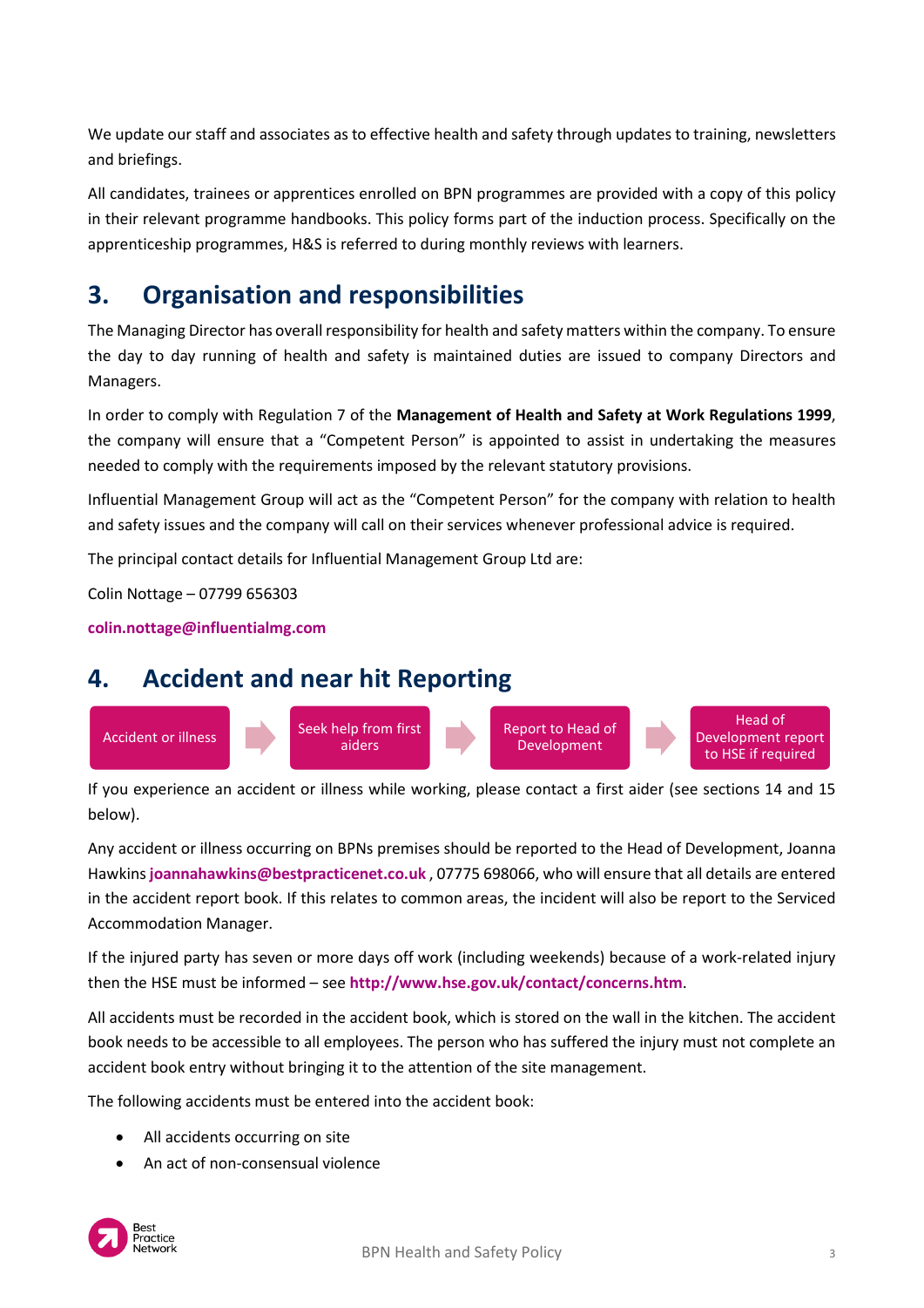We update our staff and associates as to effective health and safety through updates to training, newsletters and briefings.

All candidates, trainees or apprentices enrolled on BPN programmes are provided with a copy of this policy in their relevant programme handbooks. This policy forms part of the induction process. Specifically on the apprenticeship programmes, H&S is referred to during monthly reviews with learners.

## 3. Organisation and responsibilities

The Managing Director has overall responsibility for health and safety matters within the company. To ensure the day to day running of health and safety is maintained duties are issued to company Directors and Managers.

In order to comply with Regulation 7 of the **Management of Health and Safety at Work Regulations 1999**, the company will ensure that a "Competent Person" is appointed to assist in undertaking the measures needed to comply with the requirements imposed by the relevant statutory provisions.

Influential Management Group will act as the "Competent Person" for the company with relation to health and safety issues and the company will call on their services whenever professional advice is required.

The principal contact details for Influential Management Group Ltd are:

Colin Nottage – 07799 656303

**colin.nottage@influentialmg.com**

## 4. Accident and near hit Reporting

Accident or illness → Seek help from first aiders → Report to Head of Development → Head of Development report to HSE if required

If you experience an accident or illness while working, please contact a first aider (see sections 14 and 15 below).

Any accident or illness occurring on BPNs premises should be reported to the Head of Development, Joanna Hawkins **joannahawkins@bestpracticenet.co.uk** , 07775 698066, who will ensure that all details are entered in the accident report book. If this relates to common areas, the incident will also be report to the Serviced Accommodation Manager.

If the injured party has seven or more days off work (including weekends) because of a work-related injury then the HSE must be informed – see **http://www.hse.gov.uk/contact/concerns.htm**.

All accidents must be recorded in the accident book, which is stored on the wall in the kitchen. The accident book needs to be accessible to all employees. The person who has suffered the injury must not complete an accident book entry without bringing it to the attention of the site management.

The following accidents must be entered into the accident book:

- All accidents occurring on site
- An act of non-consensual violence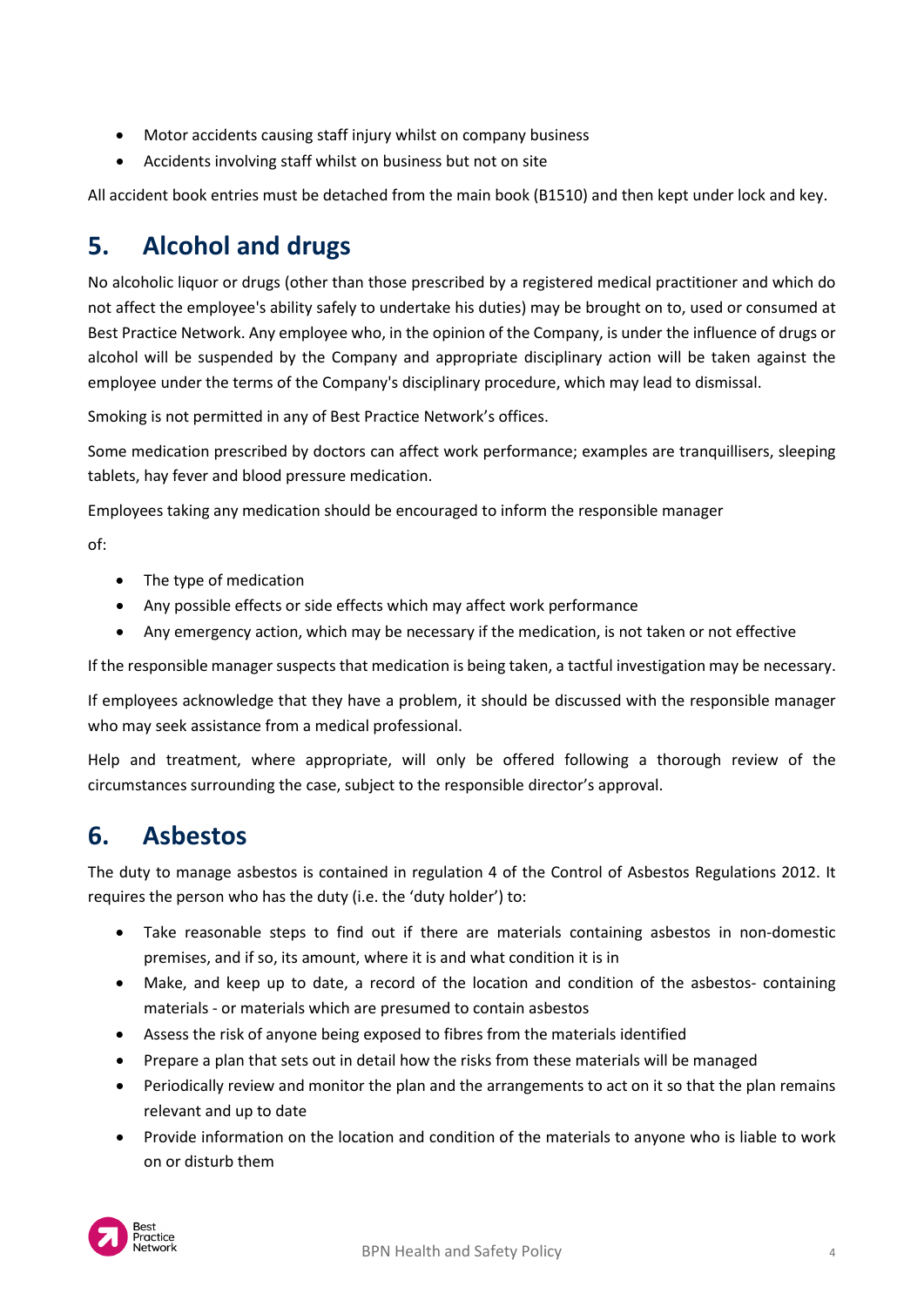- Motor accidents causing staff injury whilst on company business
- Accidents involving staff whilst on business but not on site

All accident book entries must be detached from the main book (B1510) and then kept under lock and key.

## 5. Alcohol and drugs

No alcoholic liquor or drugs (other than those prescribed by a registered medical practitioner and which do not affect the employee's ability safely to undertake his duties) may be brought on to, used or consumed at Best Practice Network. Any employee who, in the opinion of the Company, is under the influence of drugs or alcohol will be suspended by the Company and appropriate disciplinary action will be taken against the employee under the terms of the Company's disciplinary procedure, which may lead to dismissal.

Smoking is not permitted in any of Best Practice Network's offices.

Some medication prescribed by doctors can affect work performance; examples are tranquillisers, sleeping tablets, hay fever and blood pressure medication.

Employees taking any medication should be encouraged to inform the responsible manager

of:

- The type of medication
- Any possible effects or side effects which may affect work performance
- Any emergency action, which may be necessary if the medication, is not taken or not effective

If the responsible manager suspects that medication is being taken, a tactful investigation may be necessary.

If employees acknowledge that they have a problem, it should be discussed with the responsible manager who may seek assistance from a medical professional.

Help and treatment, where appropriate, will only be offered following a thorough review of the circumstances surrounding the case, subject to the responsible director's approval.

## 6. Asbestos

The duty to manage asbestos is contained in regulation 4 of the Control of Asbestos Regulations 2012. It requires the person who has the duty (i.e. the 'duty holder') to:

- Take reasonable steps to find out if there are materials containing asbestos in non-domestic premises, and if so, its amount, where it is and what condition it is in
- Make, and keep up to date, a record of the location and condition of the asbestos- containing materials - or materials which are presumed to contain asbestos
- Assess the risk of anyone being exposed to fibres from the materials identified
- Prepare a plan that sets out in detail how the risks from these materials will be managed
- Periodically review and monitor the plan and the arrangements to act on it so that the plan remains relevant and up to date
- Provide information on the location and condition of the materials to anyone who is liable to work on or disturb them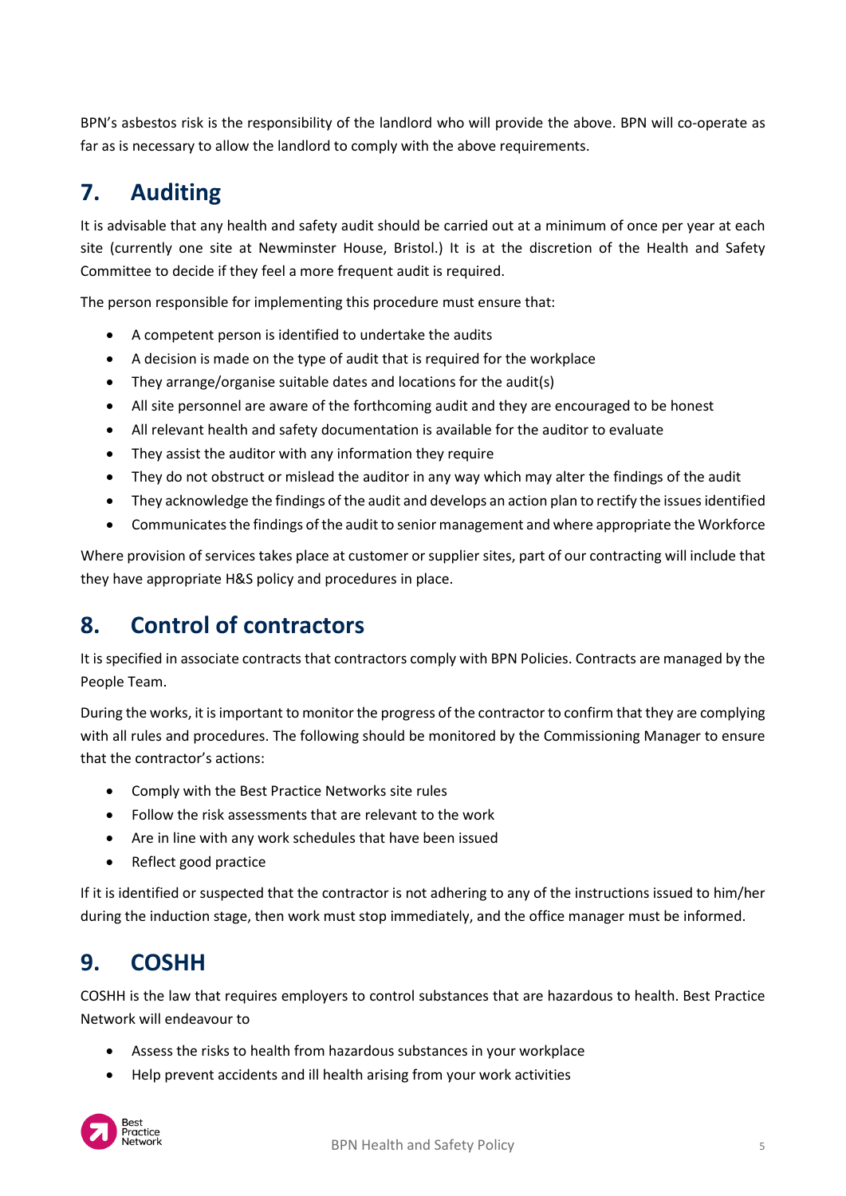BPN's asbestos risk is the responsibility of the landlord who will provide the above. BPN will co-operate as far as is necessary to allow the landlord to comply with the above requirements.

## 7. Auditing

It is advisable that any health and safety audit should be carried out at a minimum of once per year at each site (currently one site at Newminster House, Bristol.) It is at the discretion of the Health and Safety Committee to decide if they feel a more frequent audit is required.

The person responsible for implementing this procedure must ensure that:

- A competent person is identified to undertake the audits
- A decision is made on the type of audit that is required for the workplace
- They arrange/organise suitable dates and locations for the audit(s)
- All site personnel are aware of the forthcoming audit and they are encouraged to be honest
- All relevant health and safety documentation is available for the auditor to evaluate
- They assist the auditor with any information they require
- They do not obstruct or mislead the auditor in any way which may alter the findings of the audit
- They acknowledge the findings of the audit and develops an action plan to rectify the issues identified
- Communicates the findings of the audit to senior management and where appropriate the Workforce

Where provision of services takes place at customer or supplier sites, part of our contracting will include that they have appropriate H&S policy and procedures in place.

## 8. Control of contractors

It is specified in associate contracts that contractors comply with BPN Policies. Contracts are managed by the People Team.

During the works, it is important to monitor the progress of the contractor to confirm that they are complying with all rules and procedures. The following should be monitored by the Commissioning Manager to ensure that the contractor's actions:

- Comply with the Best Practice Networks site rules
- Follow the risk assessments that are relevant to the work
- Are in line with any work schedules that have been issued
- Reflect good practice

If it is identified or suspected that the contractor is not adhering to any of the instructions issued to him/her during the induction stage, then work must stop immediately, and the office manager must be informed.

## 9. COSHH

COSHH is the law that requires employers to control substances that are hazardous to health. Best Practice Network will endeavour to

- Assess the risks to health from hazardous substances in your workplace
- Help prevent accidents and ill health arising from your work activities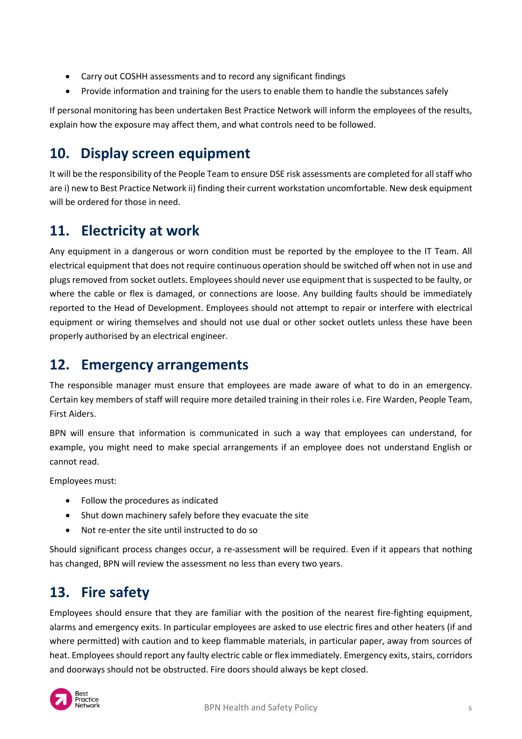- Carry out COSHH assessments and to record any significant findings
- Provide information and training for the users to enable them to handle the substances safely

If personal monitoring has been undertaken Best Practice Network will inform the employees of the results, explain how the exposure may affect them, and what controls need to be followed.

## 10. Display screen equipment

It will be the responsibility of the People Team to ensure DSE risk assessments are completed for all staff who are i) new to Best Practice Network ii) finding their current workstation uncomfortable. New desk equipment will be ordered for those in need.

## 11. Electricity at work

Any equipment in a dangerous or worn condition must be reported by the employee to the IT Team. All electrical equipment that does not require continuous operation should be switched off when not in use and plugs removed from socket outlets. Employees should never use equipment that is suspected to be faulty, or where the cable or flex is damaged, or connections are loose. Any building faults should be immediately reported to the Head of Development. Employees should not attempt to repair or interfere with electrical equipment or wiring themselves and should not use dual or other socket outlets unless these have been properly authorised by an electrical engineer.

## 12. Emergency arrangements

The responsible manager must ensure that employees are made aware of what to do in an emergency. Certain key members of staff will require more detailed training in their roles i.e. Fire Warden, People Team, First Aiders.

BPN will ensure that information is communicated in such a way that employees can understand, for example, you might need to make special arrangements if an employee does not understand English or cannot read.

Employees must:

- Follow the procedures as indicated
- Shut down machinery safely before they evacuate the site
- Not re-enter the site until instructed to do so

Should significant process changes occur, a re-assessment will be required. Even if it appears that nothing has changed, BPN will review the assessment no less than every two years.

## 13. Fire safety

Employees should ensure that they are familiar with the position of the nearest fire-fighting equipment, alarms and emergency exits. In particular employees are asked to use electric fires and other heaters (if and where permitted) with caution and to keep flammable materials, in particular paper, away from sources of heat. Employees should report any faulty electric cable or flex immediately. Emergency exits, stairs, corridors and doorways should not be obstructed. Fire doors should always be kept closed.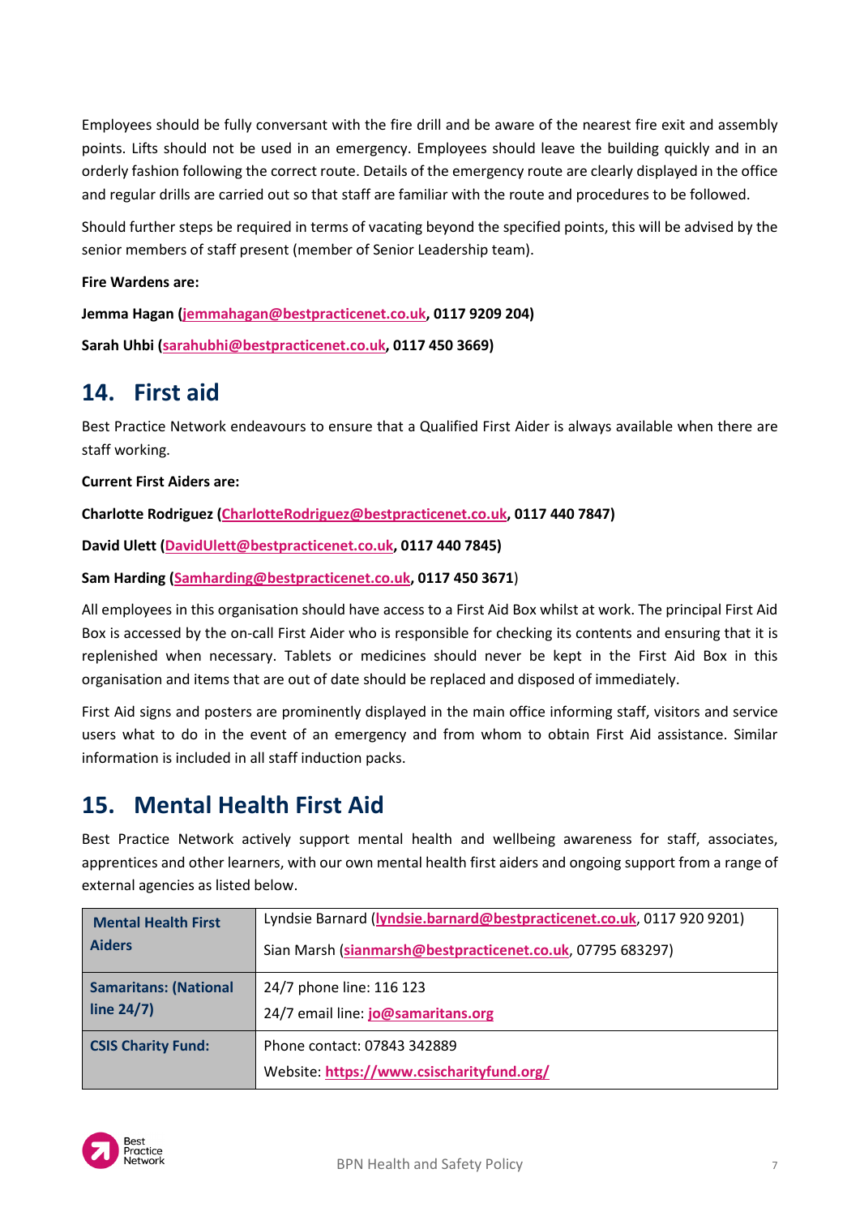Employees should be fully conversant with the fire drill and be aware of the nearest fire exit and assembly points. Lifts should not be used in an emergency. Employees should leave the building quickly and in an orderly fashion following the correct route. Details of the emergency route are clearly displayed in the office and regular drills are carried out so that staff are familiar with the route and procedures to be followed.

Should further steps be required in terms of vacating beyond the specified points, this will be advised by the senior members of staff present (member of Senior Leadership team).

**Fire Wardens are:**

**Jemma Hagan (jemmahagan@bestpracticenet.co.uk, 0117 9209 204)**

**Sarah Uhbi (sarahubhi@bestpracticenet.co.uk, 0117 450 3669)**

## 14. First aid

Best Practice Network endeavours to ensure that a Qualified First Aider is always available when there are staff working.

**Current First Aiders are:**

**Charlotte Rodriguez (CharlotteRodriguez@bestpracticenet.co.uk, 0117 440 7847)**

**David Ulett (DavidUlett@bestpracticenet.co.uk, 0117 440 7845)**

**Sam Harding (Samharding@bestpracticenet.co.uk, 0117 450 3671)**

All employees in this organisation should have access to a First Aid Box whilst at work. The principal First Aid Box is accessed by the on-call First Aider who is responsible for checking its contents and ensuring that it is replenished when necessary. Tablets or medicines should never be kept in the First Aid Box in this organisation and items that are out of date should be replaced and disposed of immediately.

First Aid signs and posters are prominently displayed in the main office informing staff, visitors and service users what to do in the event of an emergency and from whom to obtain First Aid assistance. Similar information is included in all staff induction packs.

## 15. Mental Health First Aid

Best Practice Network actively support mental health and wellbeing awareness for staff, associates, apprentices and other learners, with our own mental health first aiders and ongoing support from a range of external agencies as listed below.

| | |
|---|---|
| **Mental Health First Aiders** | Lyndsie Barnard (lyndsie.barnard@bestpracticenet.co.uk, 0117 920 9201)<br>Sian Marsh (sianmarsh@bestpracticenet.co.uk, 07795 683297) |
| **Samaritans: (National line 24/7)** | 24/7 phone line: 116 123<br>24/7 email line: jo@samaritans.org |
| **CSIS Charity Fund:** | Phone contact: 07843 342889<br>Website: https://www.csischarityfund.org/ |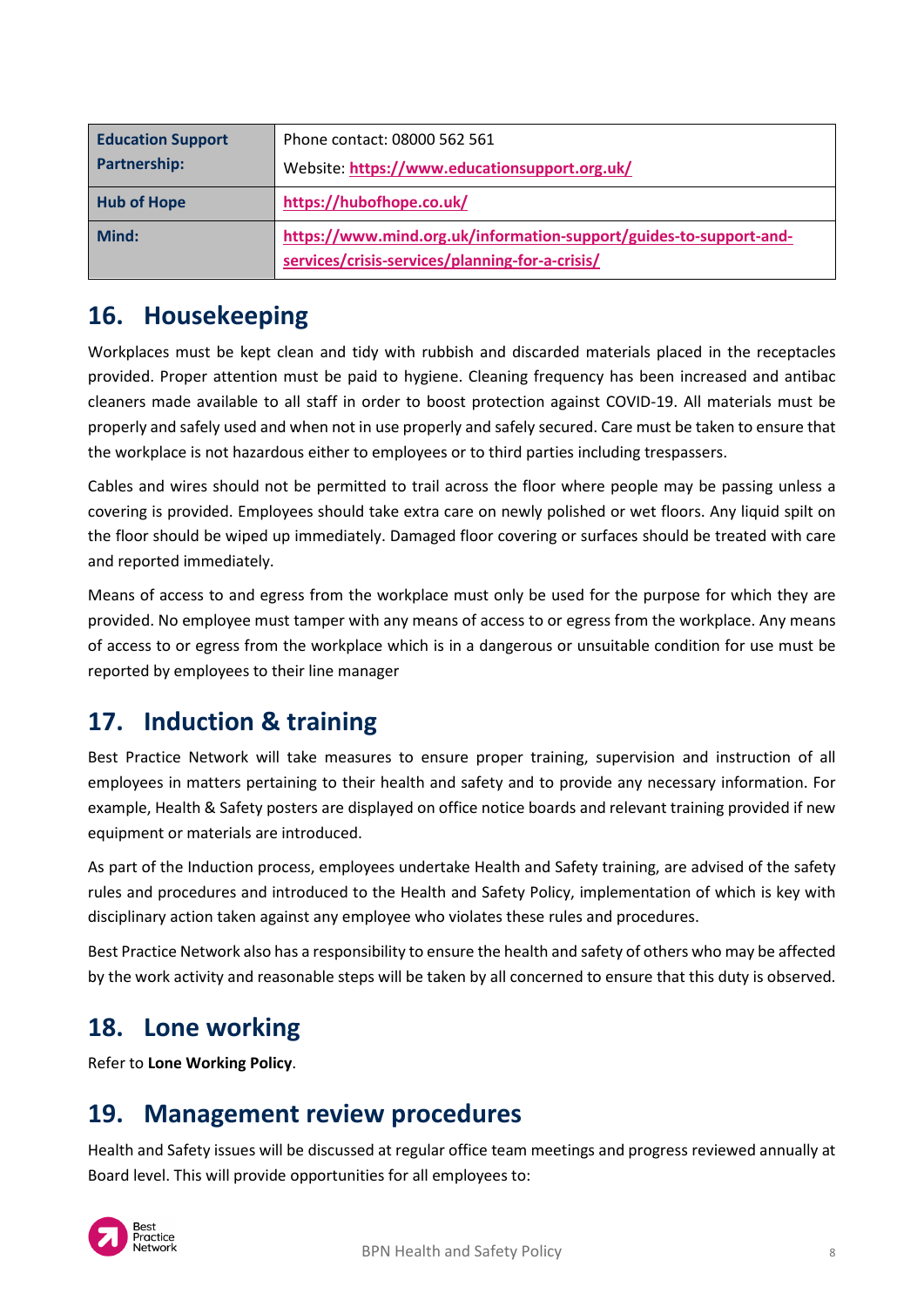| **Education Support Partnership:** | Phone contact: 08000 562 561<br>Website: **https://www.educationsupport.org.uk/** |
| --- | --- |
| **Hub of Hope** | **https://hubofhope.co.uk/** |
| **Mind:** | **https://www.mind.org.uk/information-support/guides-to-support-and-services/crisis-services/planning-for-a-crisis/** |

## 16. Housekeeping

Workplaces must be kept clean and tidy with rubbish and discarded materials placed in the receptacles provided. Proper attention must be paid to hygiene. Cleaning frequency has been increased and antibac cleaners made available to all staff in order to boost protection against COVID-19. All materials must be properly and safely used and when not in use properly and safely secured. Care must be taken to ensure that the workplace is not hazardous either to employees or to third parties including trespassers.

Cables and wires should not be permitted to trail across the floor where people may be passing unless a covering is provided. Employees should take extra care on newly polished or wet floors. Any liquid spilt on the floor should be wiped up immediately. Damaged floor covering or surfaces should be treated with care and reported immediately.

Means of access to and egress from the workplace must only be used for the purpose for which they are provided. No employee must tamper with any means of access to or egress from the workplace. Any means of access to or egress from the workplace which is in a dangerous or unsuitable condition for use must be reported by employees to their line manager

## 17. Induction & training

Best Practice Network will take measures to ensure proper training, supervision and instruction of all employees in matters pertaining to their health and safety and to provide any necessary information. For example, Health & Safety posters are displayed on office notice boards and relevant training provided if new equipment or materials are introduced.

As part of the Induction process, employees undertake Health and Safety training, are advised of the safety rules and procedures and introduced to the Health and Safety Policy, implementation of which is key with disciplinary action taken against any employee who violates these rules and procedures.

Best Practice Network also has a responsibility to ensure the health and safety of others who may be affected by the work activity and reasonable steps will be taken by all concerned to ensure that this duty is observed.

## 18. Lone working

Refer to **Lone Working Policy**.

## 19. Management review procedures

Health and Safety issues will be discussed at regular office team meetings and progress reviewed annually at Board level. This will provide opportunities for all employees to: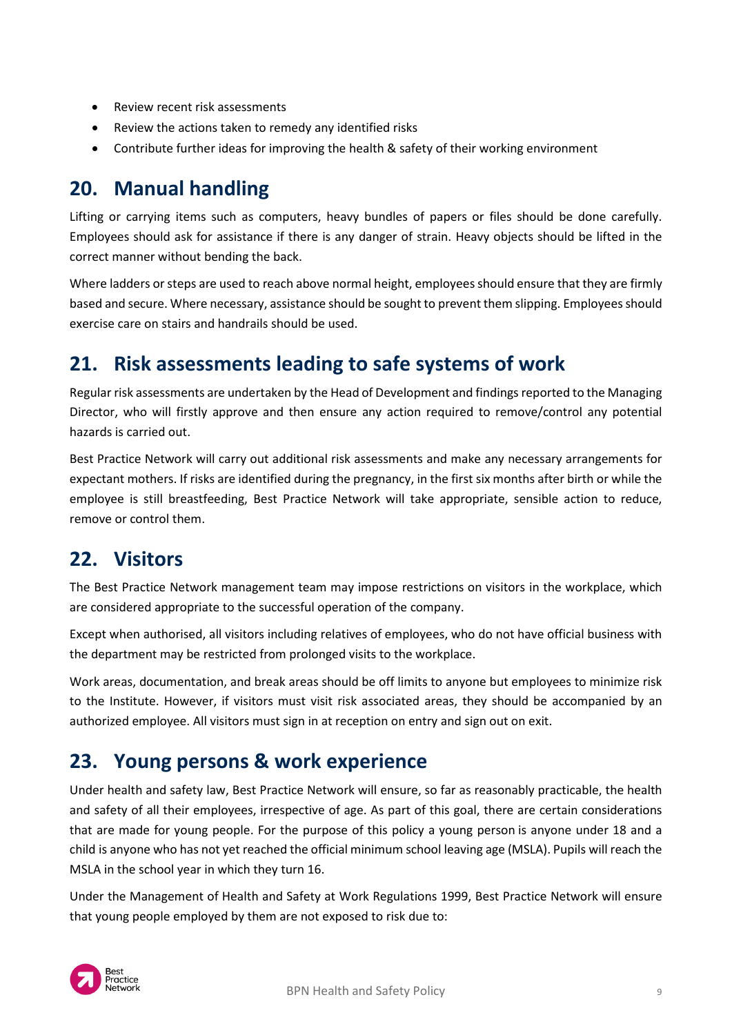- Review recent risk assessments
- Review the actions taken to remedy any identified risks
- Contribute further ideas for improving the health & safety of their working environment

## 20. Manual handling

Lifting or carrying items such as computers, heavy bundles of papers or files should be done carefully. Employees should ask for assistance if there is any danger of strain. Heavy objects should be lifted in the correct manner without bending the back.

Where ladders or steps are used to reach above normal height, employees should ensure that they are firmly based and secure. Where necessary, assistance should be sought to prevent them slipping. Employees should exercise care on stairs and handrails should be used.

## 21. Risk assessments leading to safe systems of work

Regular risk assessments are undertaken by the Head of Development and findings reported to the Managing Director, who will firstly approve and then ensure any action required to remove/control any potential hazards is carried out.

Best Practice Network will carry out additional risk assessments and make any necessary arrangements for expectant mothers. If risks are identified during the pregnancy, in the first six months after birth or while the employee is still breastfeeding, Best Practice Network will take appropriate, sensible action to reduce, remove or control them.

## 22. Visitors

The Best Practice Network management team may impose restrictions on visitors in the workplace, which are considered appropriate to the successful operation of the company.

Except when authorised, all visitors including relatives of employees, who do not have official business with the department may be restricted from prolonged visits to the workplace.

Work areas, documentation, and break areas should be off limits to anyone but employees to minimize risk to the Institute. However, if visitors must visit risk associated areas, they should be accompanied by an authorized employee. All visitors must sign in at reception on entry and sign out on exit.

## 23. Young persons & work experience

Under health and safety law, Best Practice Network will ensure, so far as reasonably practicable, the health and safety of all their employees, irrespective of age. As part of this goal, there are certain considerations that are made for young people. For the purpose of this policy a young person is anyone under 18 and a child is anyone who has not yet reached the official minimum school leaving age (MSLA). Pupils will reach the MSLA in the school year in which they turn 16.

Under the Management of Health and Safety at Work Regulations 1999, Best Practice Network will ensure that young people employed by them are not exposed to risk due to: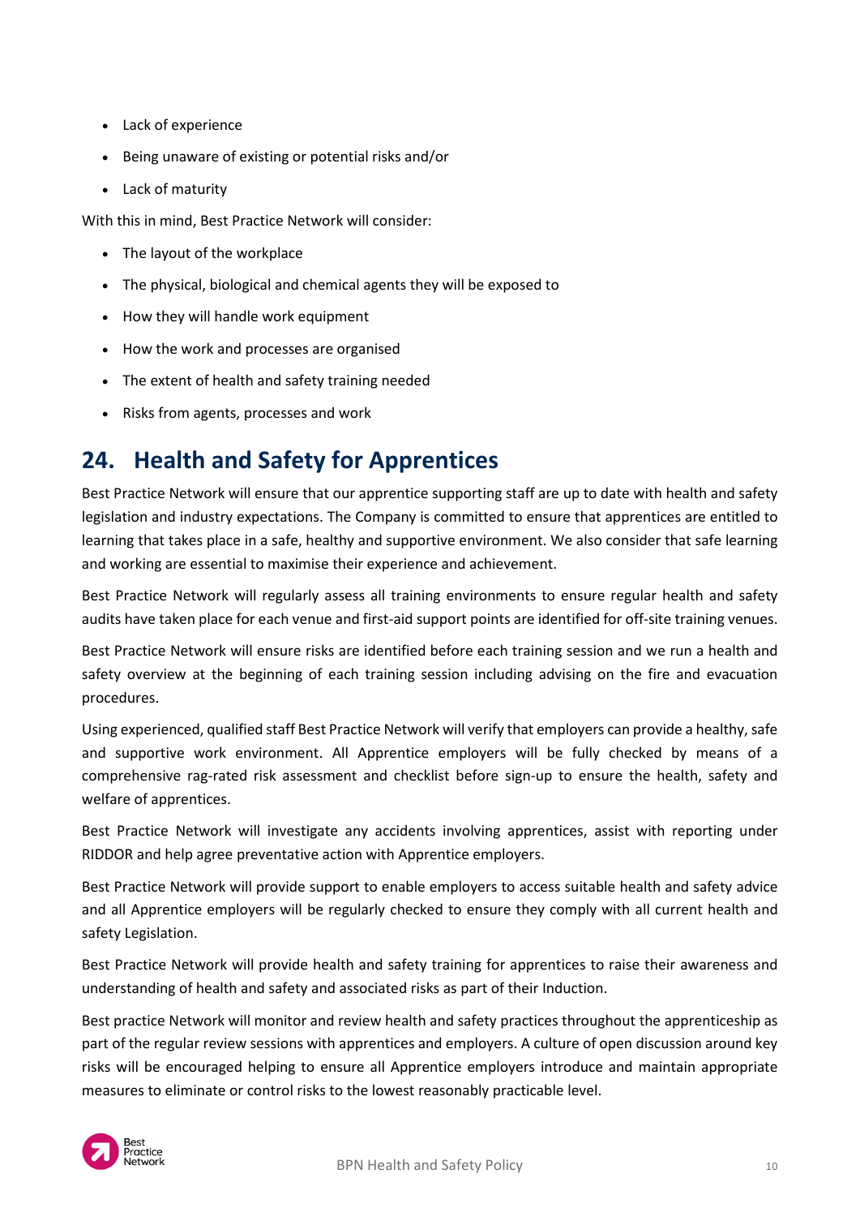- Lack of experience
- Being unaware of existing or potential risks and/or
- Lack of maturity

With this in mind, Best Practice Network will consider:

- The layout of the workplace
- The physical, biological and chemical agents they will be exposed to
- How they will handle work equipment
- How the work and processes are organised
- The extent of health and safety training needed
- Risks from agents, processes and work

## 24. Health and Safety for Apprentices

Best Practice Network will ensure that our apprentice supporting staff are up to date with health and safety legislation and industry expectations. The Company is committed to ensure that apprentices are entitled to learning that takes place in a safe, healthy and supportive environment. We also consider that safe learning and working are essential to maximise their experience and achievement.

Best Practice Network will regularly assess all training environments to ensure regular health and safety audits have taken place for each venue and first-aid support points are identified for off-site training venues.

Best Practice Network will ensure risks are identified before each training session and we run a health and safety overview at the beginning of each training session including advising on the fire and evacuation procedures.

Using experienced, qualified staff Best Practice Network will verify that employers can provide a healthy, safe and supportive work environment. All Apprentice employers will be fully checked by means of a comprehensive rag-rated risk assessment and checklist before sign-up to ensure the health, safety and welfare of apprentices.

Best Practice Network will investigate any accidents involving apprentices, assist with reporting under RIDDOR and help agree preventative action with Apprentice employers.

Best Practice Network will provide support to enable employers to access suitable health and safety advice and all Apprentice employers will be regularly checked to ensure they comply with all current health and safety Legislation.

Best Practice Network will provide health and safety training for apprentices to raise their awareness and understanding of health and safety and associated risks as part of their Induction.

Best practice Network will monitor and review health and safety practices throughout the apprenticeship as part of the regular review sessions with apprentices and employers. A culture of open discussion around key risks will be encouraged helping to ensure all Apprentice employers introduce and maintain appropriate measures to eliminate or control risks to the lowest reasonably practicable level.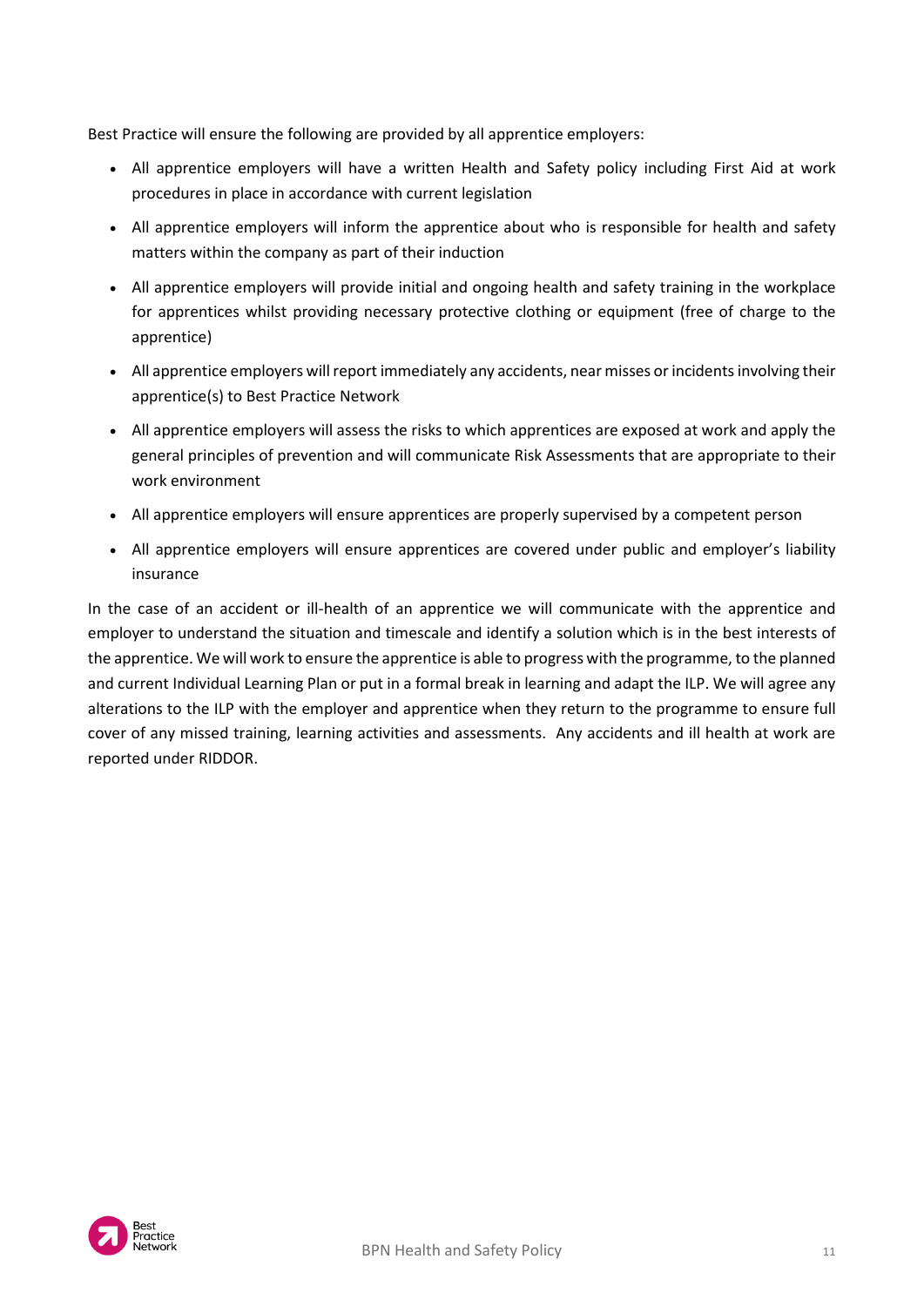Best Practice will ensure the following are provided by all apprentice employers:

- All apprentice employers will have a written Health and Safety policy including First Aid at work procedures in place in accordance with current legislation
- All apprentice employers will inform the apprentice about who is responsible for health and safety matters within the company as part of their induction
- All apprentice employers will provide initial and ongoing health and safety training in the workplace for apprentices whilst providing necessary protective clothing or equipment (free of charge to the apprentice)
- All apprentice employers will report immediately any accidents, near misses or incidents involving their apprentice(s) to Best Practice Network
- All apprentice employers will assess the risks to which apprentices are exposed at work and apply the general principles of prevention and will communicate Risk Assessments that are appropriate to their work environment
- All apprentice employers will ensure apprentices are properly supervised by a competent person
- All apprentice employers will ensure apprentices are covered under public and employer's liability insurance

In the case of an accident or ill-health of an apprentice we will communicate with the apprentice and employer to understand the situation and timescale and identify a solution which is in the best interests of the apprentice. We will work to ensure the apprentice is able to progress with the programme, to the planned and current Individual Learning Plan or put in a formal break in learning and adapt the ILP. We will agree any alterations to the ILP with the employer and apprentice when they return to the programme to ensure full cover of any missed training, learning activities and assessments. Any accidents and ill health at work are reported under RIDDOR.